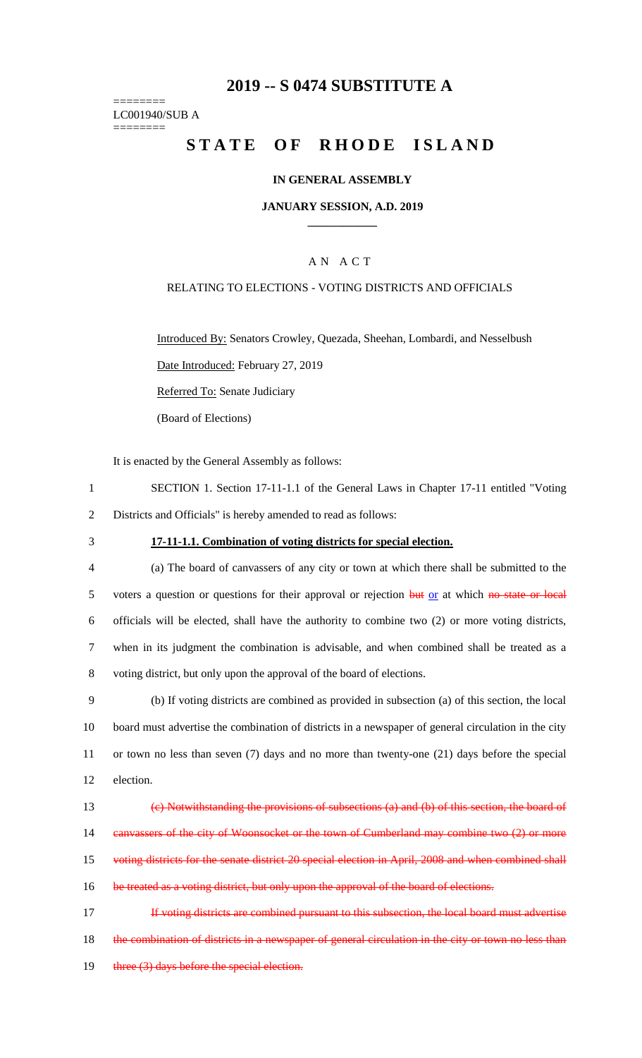# 2019 -- S 0474 SUBSTITUTE A

========
LC001940/SUB A
========

# STATE OF RHODE ISLAND

**IN GENERAL ASSEMBLY**

**JANUARY SESSION, A.D. 2019**

____________

A N A C T

RELATING TO ELECTIONS - VOTING DISTRICTS AND OFFICIALS

Introduced By: Senators Crowley, Quezada, Sheehan, Lombardi, and Nesselbush

Date Introduced: February 27, 2019

Referred To: Senate Judiciary

(Board of Elections)

It is enacted by the General Assembly as follows:

1 SECTION 1. Section 17-11-1.1 of the General Laws in Chapter 17-11 entitled "Voting
2 Districts and Officials" is hereby amended to read as follows:

3 **17-11-1.1. Combination of voting districts for special election.**

4 (a) The board of canvassers of any city or town at which there shall be submitted to the
5 voters a question or questions for their approval or rejection ~~but~~ or at which ~~no state or local~~
6 officials will be elected, shall have the authority to combine two (2) or more voting districts,
7 when in its judgment the combination is advisable, and when combined shall be treated as a
8 voting district, but only upon the approval of the board of elections.

9 (b) If voting districts are combined as provided in subsection (a) of this section, the local
10 board must advertise the combination of districts in a newspaper of general circulation in the city
11 or town no less than seven (7) days and no more than twenty-one (21) days before the special
12 election.

13 ~~(c) Notwithstanding the provisions of subsections (a) and (b) of this section, the board of~~
14 ~~canvassers of the city of Woonsocket or the town of Cumberland may combine two (2) or more~~
15 ~~voting districts for the senate district 20 special election in April, 2008 and when combined shall~~
16 ~~be treated as a voting district, but only upon the approval of the board of elections.~~

17 ~~If voting districts are combined pursuant to this subsection, the local board must advertise~~
18 ~~the combination of districts in a newspaper of general circulation in the city or town no less than~~
19 ~~three (3) days before the special election.~~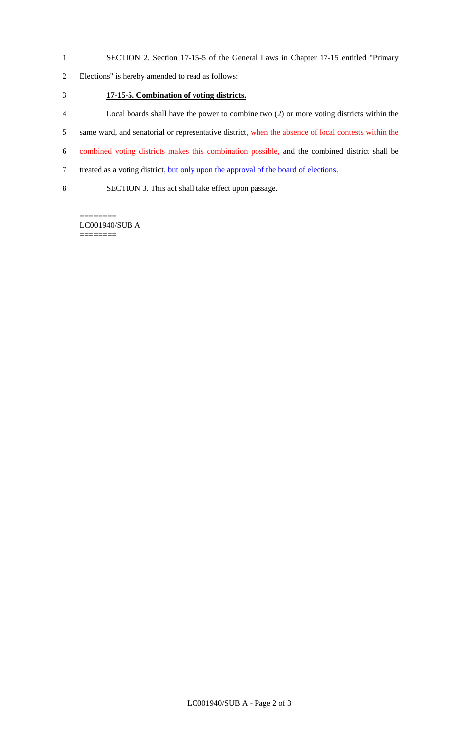SECTION 2. Section 17-15-5 of the General Laws in Chapter 17-15 entitled "Primary Elections" is hereby amended to read as follows:

**17-15-5. Combination of voting districts.**

Local boards shall have the power to combine two (2) or more voting districts within the same ward, and senatorial or representative district~~, when the absence of local contests within the combined voting districts makes this combination possible,~~ and the combined district shall be treated as a voting district, but only upon the approval of the board of elections.

SECTION 3. This act shall take effect upon passage.

========
LC001940/SUB A
========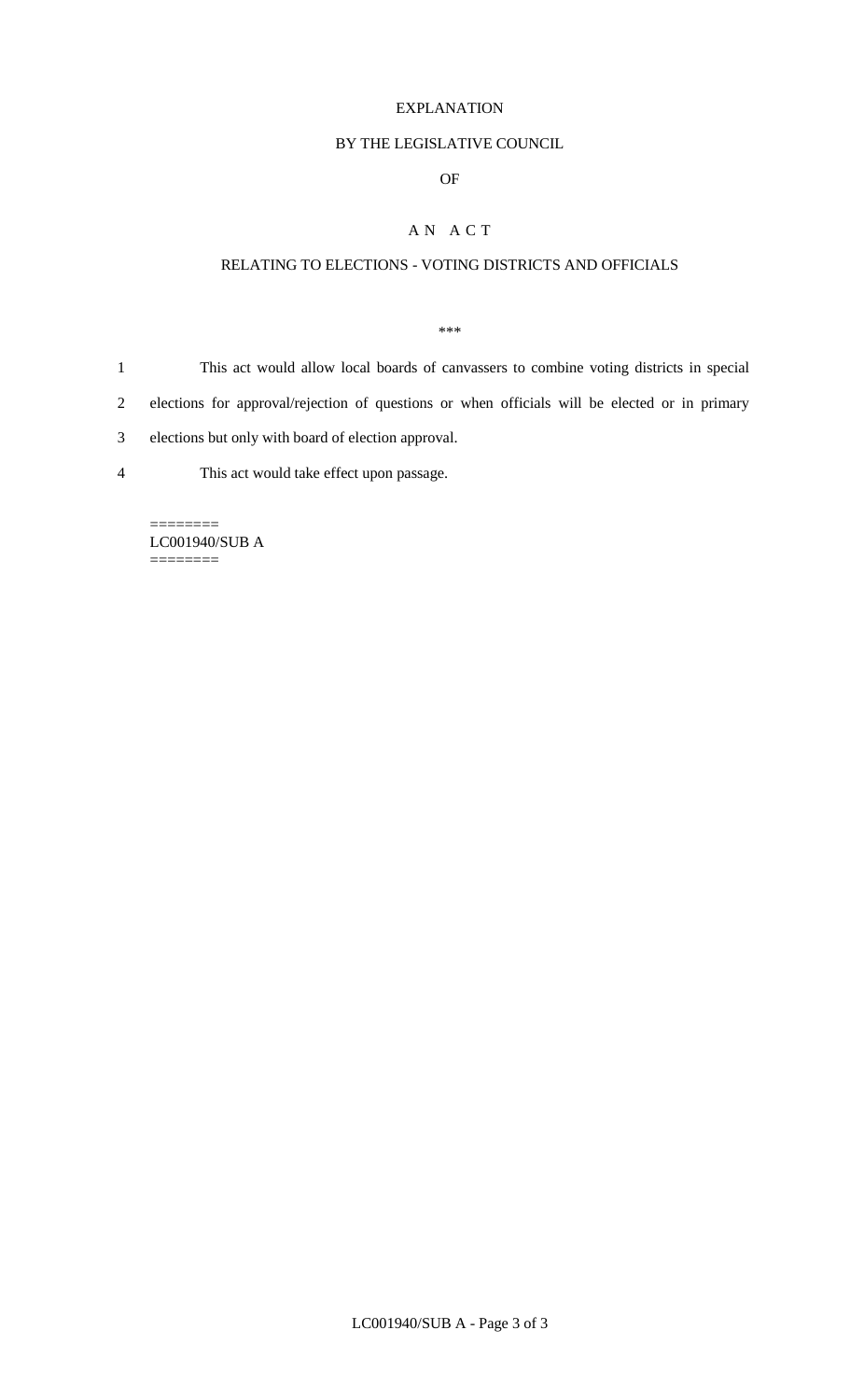EXPLANATION

BY THE LEGISLATIVE COUNCIL

OF

A N A C T

RELATING TO ELECTIONS - VOTING DISTRICTS AND OFFICIALS

\*\*\*

1 This act would allow local boards of canvassers to combine voting districts in special
2 elections for approval/rejection of questions or when officials will be elected or in primary
3 elections but only with board of election approval.
4 This act would take effect upon passage.

========
LC001940/SUB A
========